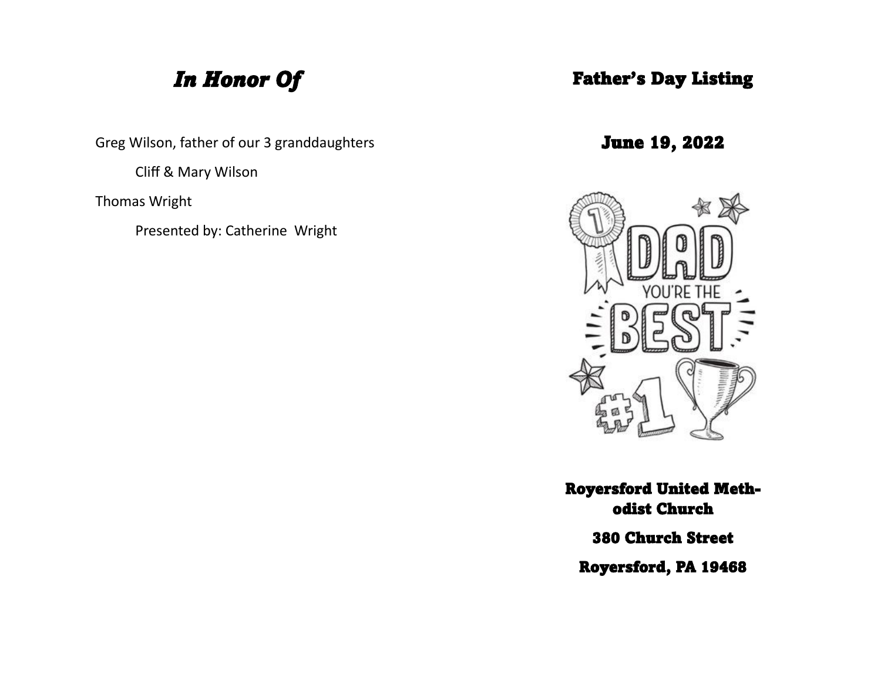# *In Honor Of*

Greg Wilson, father of our 3 granddaughters

Cliff & Mary Wilson

Thomas Wright

Presented by: Catherine Wright

# Father's Day Listing

## June 19, 2022

**Royersford United Methodist Church**

**380 Church Street**

**Royersford, PA 19468**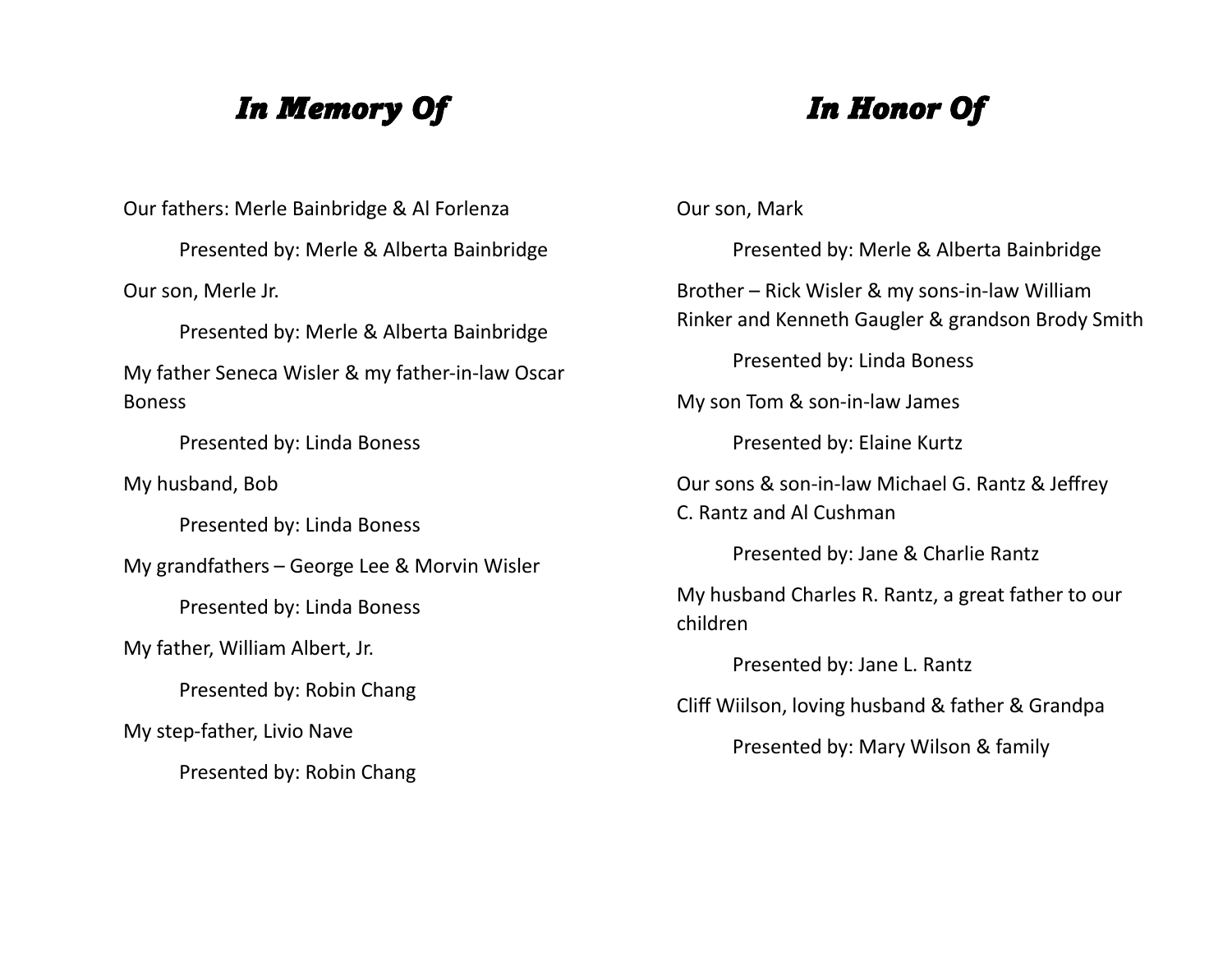# *In Memory Of*

Our fathers: Merle Bainbridge & Al Forlenza

Presented by: Merle & Alberta Bainbridge

Our son, Merle Jr.

Presented by: Merle & Alberta Bainbridge

My father Seneca Wisler & my father-in-law Oscar Boness

Presented by: Linda Boness

My husband, Bob

Presented by: Linda Boness

My grandfathers – George Lee & Morvin Wisler

Presented by: Linda Boness

My father, William Albert, Jr.

Presented by: Robin Chang

My step-father, Livio Nave

Presented by: Robin Chang

# *In Honor Of*

Our son, Mark

Presented by: Merle & Alberta Bainbridge

Brother – Rick Wisler & my sons-in-law William Rinker and Kenneth Gaugler & grandson Brody Smith

Presented by: Linda Boness

My son Tom & son-in-law James

Presented by: Elaine Kurtz

Our sons & son-in-law Michael G. Rantz & Jeffrey C. Rantz and Al Cushman

Presented by: Jane & Charlie Rantz

My husband Charles R. Rantz, a great father to our children

Presented by: Jane L. Rantz

Cliff Wiilson, loving husband & father & Grandpa

Presented by: Mary Wilson & family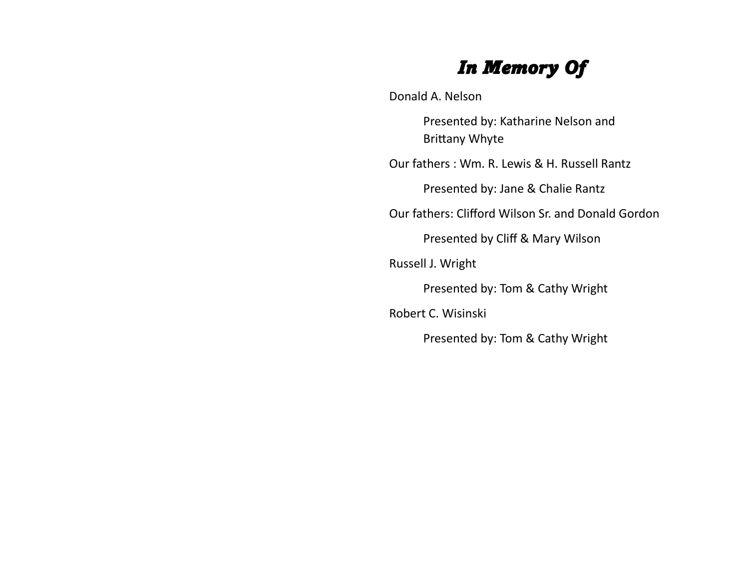# *In Memory Of*

Donald A. Nelson

Presented by: Katharine Nelson and Brittany Whyte

Our fathers : Wm. R. Lewis & H. Russell Rantz

Presented by: Jane & Chalie Rantz

Our fathers: Clifford Wilson Sr. and Donald Gordon

Presented by Cliff & Mary Wilson

Russell J. Wright

Presented by: Tom & Cathy Wright

Robert C. Wisinski

Presented by: Tom & Cathy Wright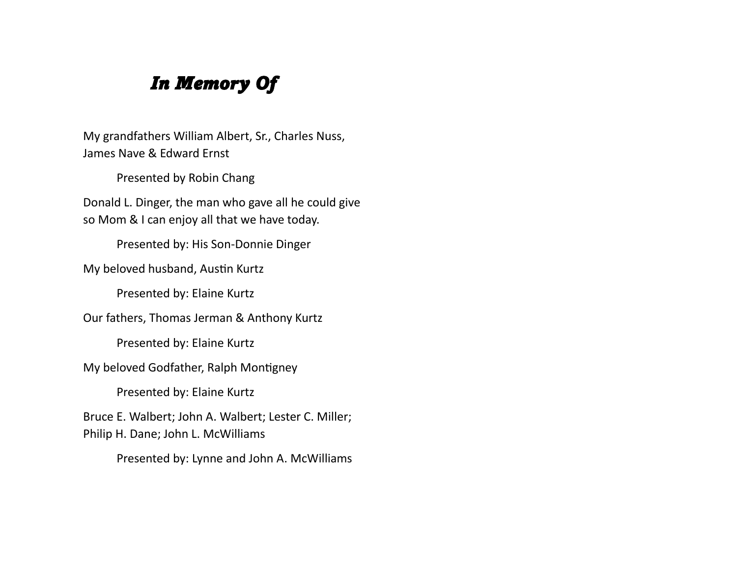# *In Memory Of*

My grandfathers William Albert, Sr., Charles Nuss, James Nave & Edward Ernst

Presented by Robin Chang

Donald L. Dinger, the man who gave all he could give so Mom & I can enjoy all that we have today.

Presented by: His Son-Donnie Dinger

My beloved husband, Austin Kurtz

Presented by: Elaine Kurtz

Our fathers, Thomas Jerman & Anthony Kurtz

Presented by: Elaine Kurtz

My beloved Godfather, Ralph Montigney

Presented by: Elaine Kurtz

Bruce E. Walbert; John A. Walbert; Lester C. Miller; Philip H. Dane; John L. McWilliams

Presented by: Lynne and John A. McWilliams